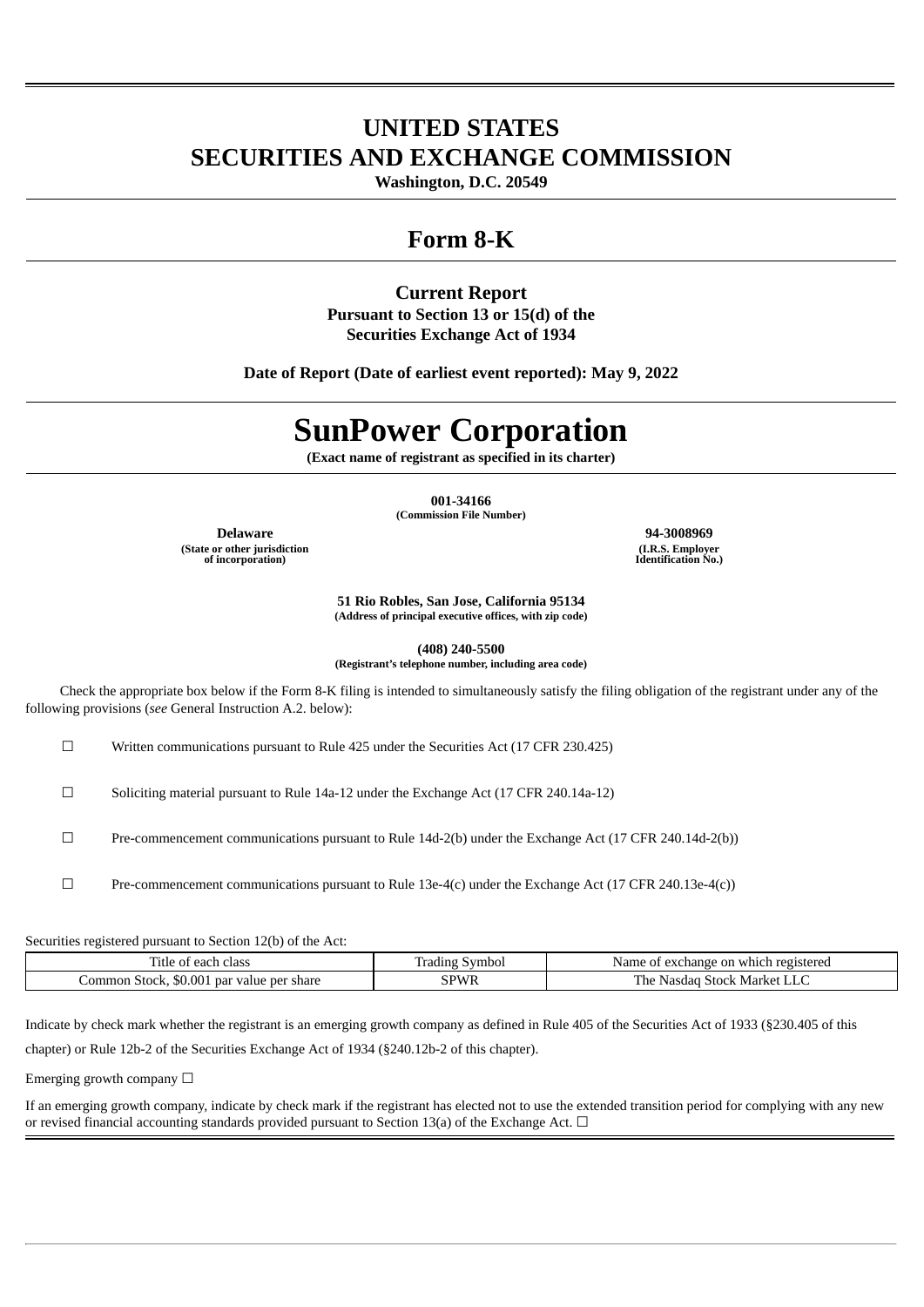# UNITED STATES
# SECURITIES AND EXCHANGE COMMISSION

**Washington, D.C. 20549**

## Form 8-K

**Current Report**
**Pursuant to Section 13 or 15(d) of the**
**Securities Exchange Act of 1934**

**Date of Report (Date of earliest event reported): May 9, 2022**

# SunPower Corporation

**(Exact name of registrant as specified in its charter)**

**001-34166**
**(Commission File Number)**

| | |
|---|---|
| **Delaware** | **94-3008969** |
| **(State or other jurisdiction of incorporation)** | **(I.R.S. Employer Identification No.)** |

**51 Rio Robles, San Jose, California 95134**
**(Address of principal executive offices, with zip code)**

**(408) 240-5500**
**(Registrant's telephone number, including area code)**

Check the appropriate box below if the Form 8-K filing is intended to simultaneously satisfy the filing obligation of the registrant under any of the following provisions (*see* General Instruction A.2. below):

☐ Written communications pursuant to Rule 425 under the Securities Act (17 CFR 230.425)

☐ Soliciting material pursuant to Rule 14a-12 under the Exchange Act (17 CFR 240.14a-12)

☐ Pre-commencement communications pursuant to Rule 14d-2(b) under the Exchange Act (17 CFR 240.14d-2(b))

☐ Pre-commencement communications pursuant to Rule 13e-4(c) under the Exchange Act (17 CFR 240.13e-4(c))

Securities registered pursuant to Section 12(b) of the Act:

| Title of each class | Trading Symbol | Name of exchange on which registered |
|---|---|---|
| Common Stock, $0.001 par value per share | SPWR | The Nasdaq Stock Market LLC |

Indicate by check mark whether the registrant is an emerging growth company as defined in Rule 405 of the Securities Act of 1933 (§230.405 of this chapter) or Rule 12b-2 of the Securities Exchange Act of 1934 (§240.12b-2 of this chapter).

Emerging growth company ☐

If an emerging growth company, indicate by check mark if the registrant has elected not to use the extended transition period for complying with any new or revised financial accounting standards provided pursuant to Section 13(a) of the Exchange Act. ☐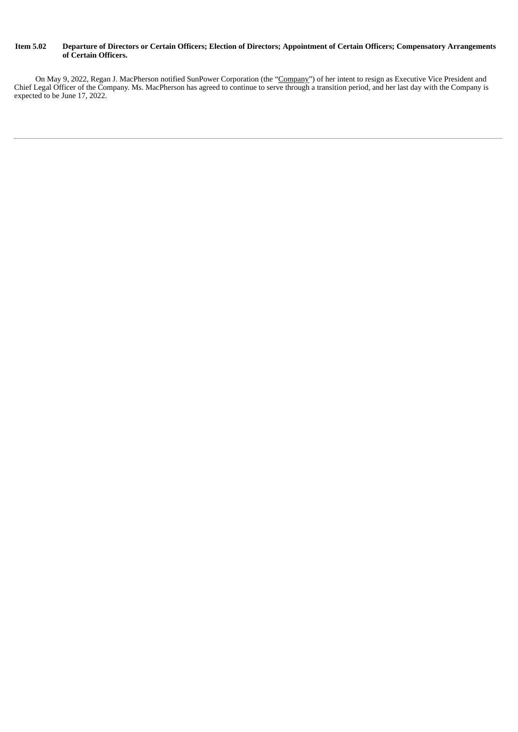**Item 5.02 Departure of Directors or Certain Officers; Election of Directors; Appointment of Certain Officers; Compensatory Arrangements of Certain Officers.**

On May 9, 2022, Regan J. MacPherson notified SunPower Corporation (the "Company") of her intent to resign as Executive Vice President and Chief Legal Officer of the Company. Ms. MacPherson has agreed to continue to serve through a transition period, and her last day with the Company is expected to be June 17, 2022.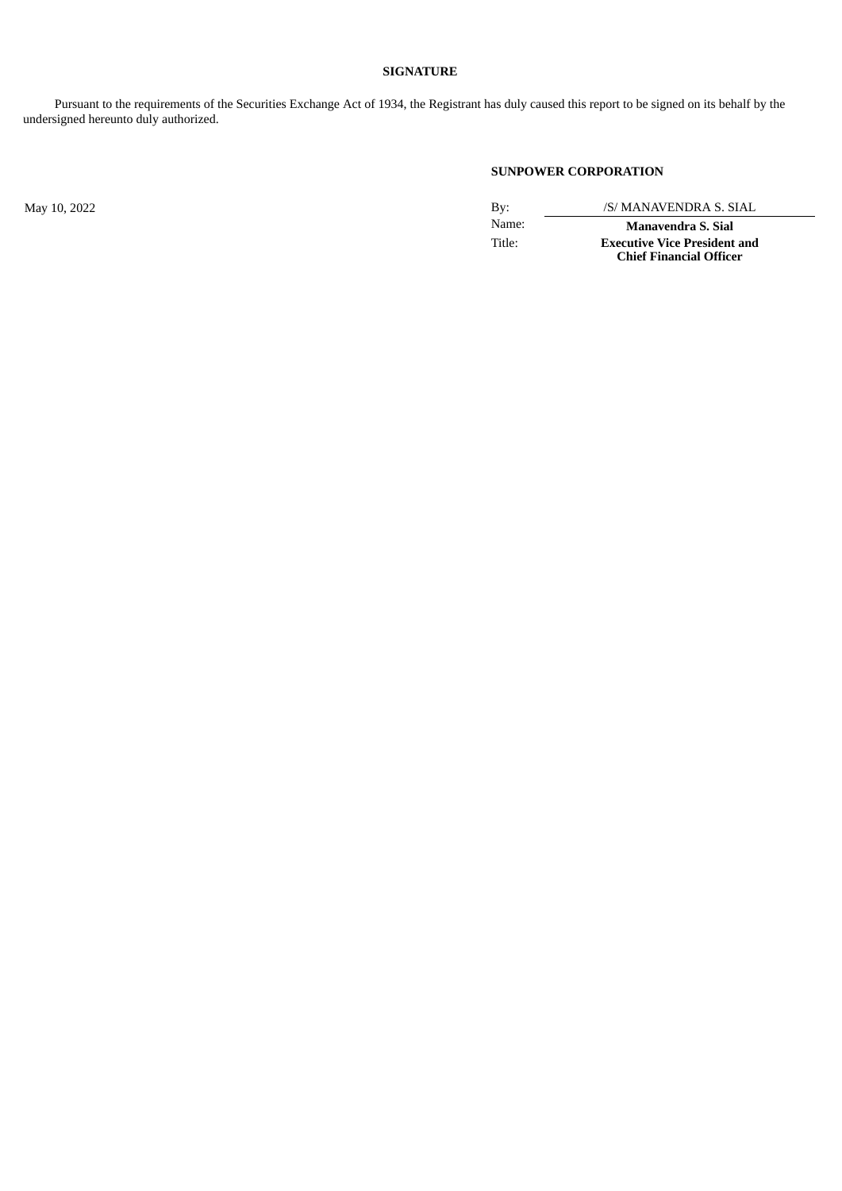**SIGNATURE**

Pursuant to the requirements of the Securities Exchange Act of 1934, the Registrant has duly caused this report to be signed on its behalf by the undersigned hereunto duly authorized.

**SUNPOWER CORPORATION**

| | | |
|---|---|---|
| May 10, 2022 | By: | /S/ MANAVENDRA S. SIAL |
| | Name: | **Manavendra S. Sial** |
| | Title: | **Executive Vice President and Chief Financial Officer** |